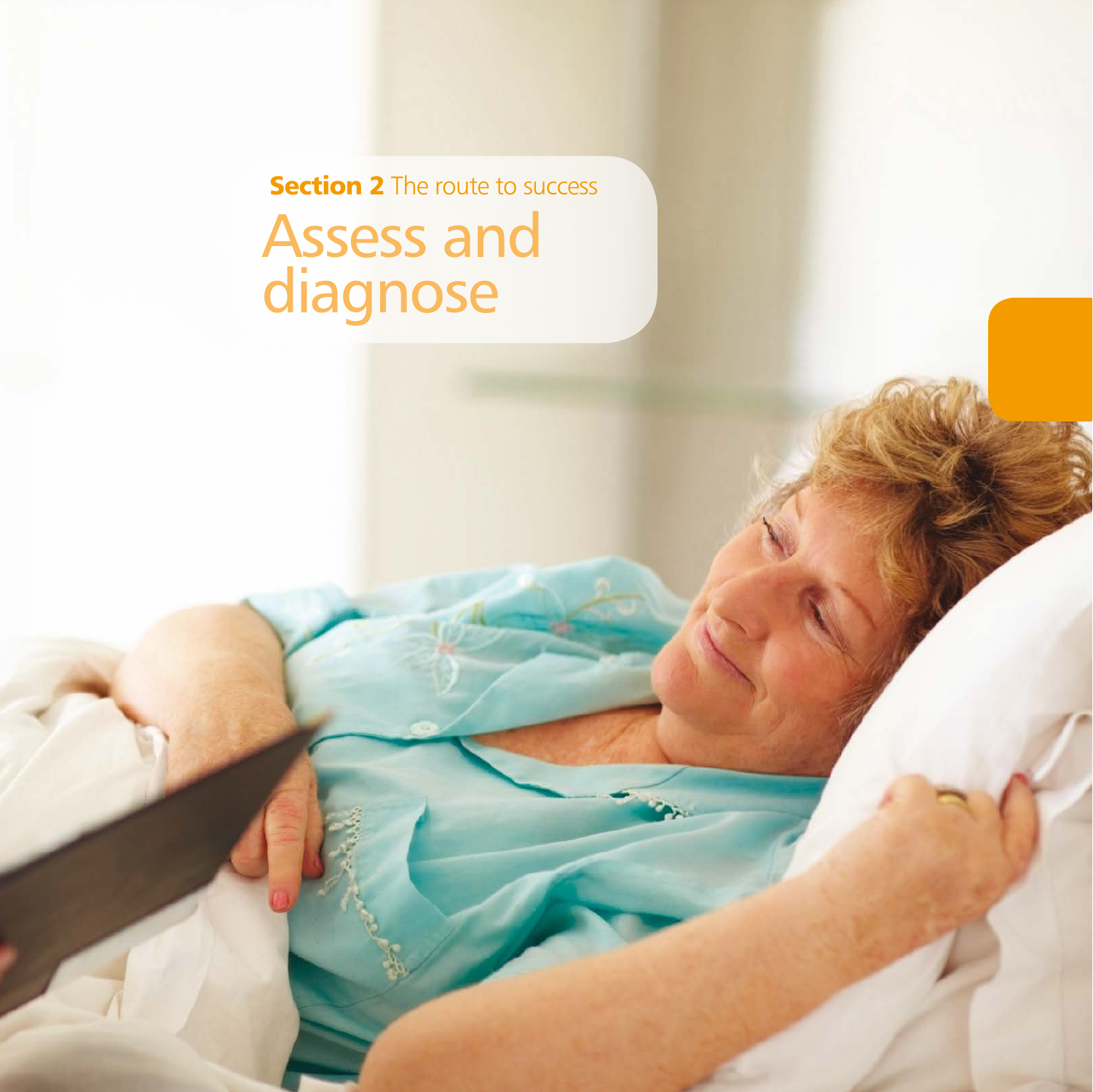**Section 2** The route to success

# Assess and diagnose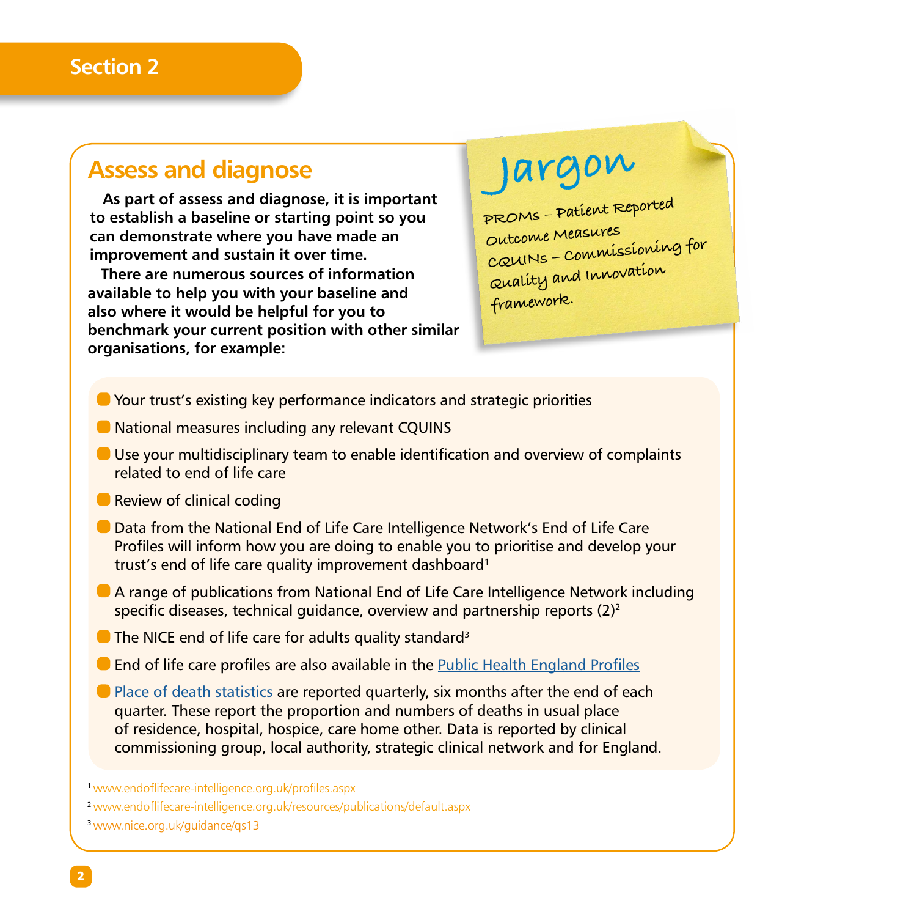## Section 2

# Assess and diagnose

**As part of assess and diagnose, it is important to establish a baseline or starting point so you can demonstrate where you have made an improvement and sustain it over time.**

**There are numerous sources of information available to help you with your baseline and also where it would be helpful for you to benchmark your current position with other similar organisations, for example:**

> **Jargon**
>
> PROMs – Patient Reported Outcome Measures
>
> CQUINs – Commissioning for Quality and Innovation framework.

- Your trust's existing key performance indicators and strategic priorities
- National measures including any relevant CQUINS
- Use your multidisciplinary team to enable identification and overview of complaints related to end of life care
- Review of clinical coding
- Data from the National End of Life Care Intelligence Network's End of Life Care Profiles will inform how you are doing to enable you to prioritise and develop your trust's end of life care quality improvement dashboard[1]
- A range of publications from National End of Life Care Intelligence Network including specific diseases, technical guidance, overview and partnership reports (2)[2]
- The NICE end of life care for adults quality standard[3]
- End of life care profiles are also available in the Public Health England Profiles
- Place of death statistics are reported quarterly, six months after the end of each quarter. These report the proportion and numbers of deaths in usual place of residence, hospital, hospice, care home other. Data is reported by clinical commissioning group, local authority, strategic clinical network and for England.

[1] www.endoflifecare-intelligence.org.uk/profiles.aspx

[2] www.endoflifecare-intelligence.org.uk/resources/publications/default.aspx

[3] www.nice.org.uk/guidance/qs13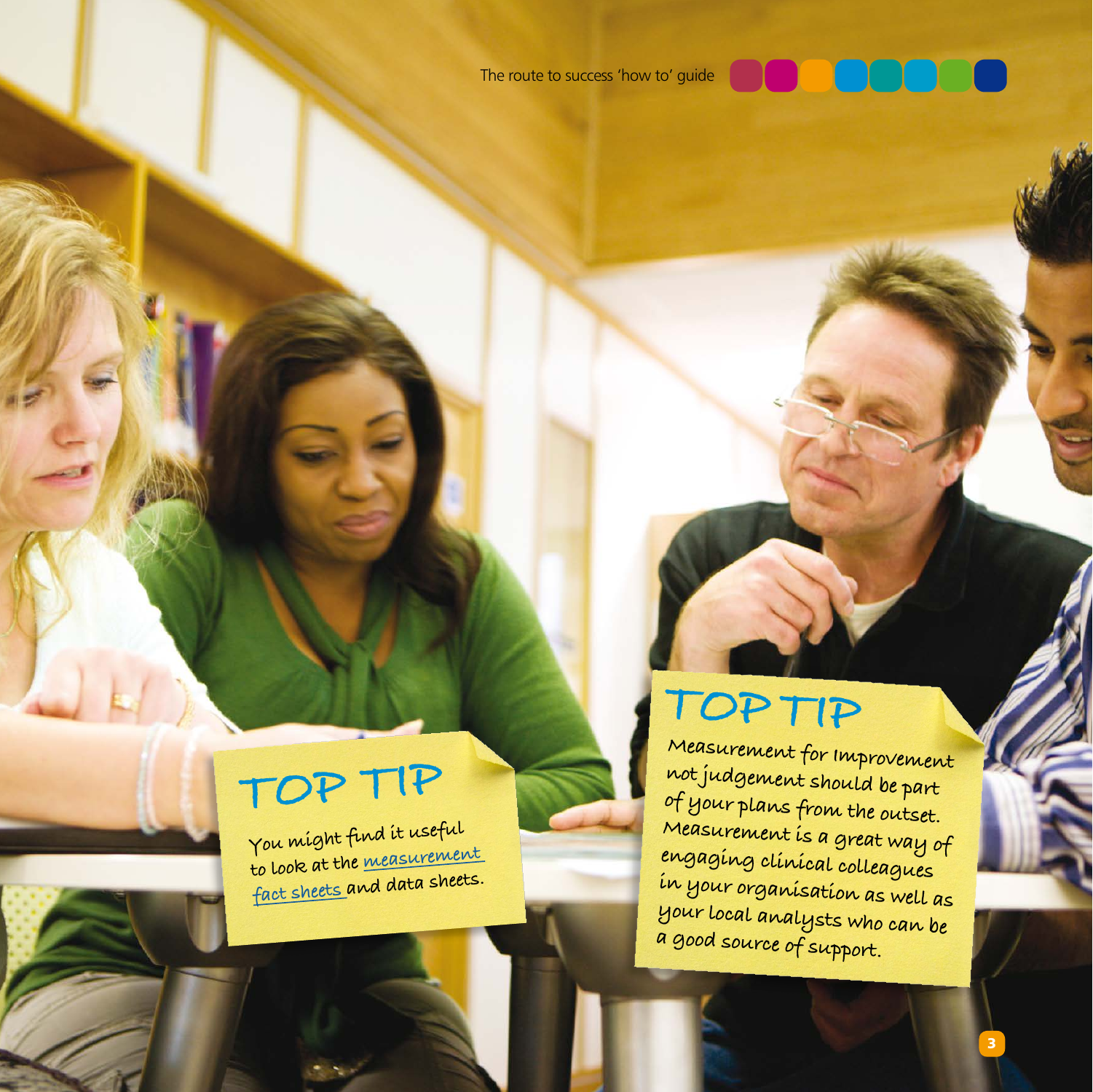## TOP TIP

You might find it useful to look at the measurement fact sheets and data sheets.

## TOP TIP

Measurement for improvement not judgement should be part of your plans from the outset. Measurement is a great way of engaging clinical colleagues in your organisation as well as your local analysts who can be a good source of support.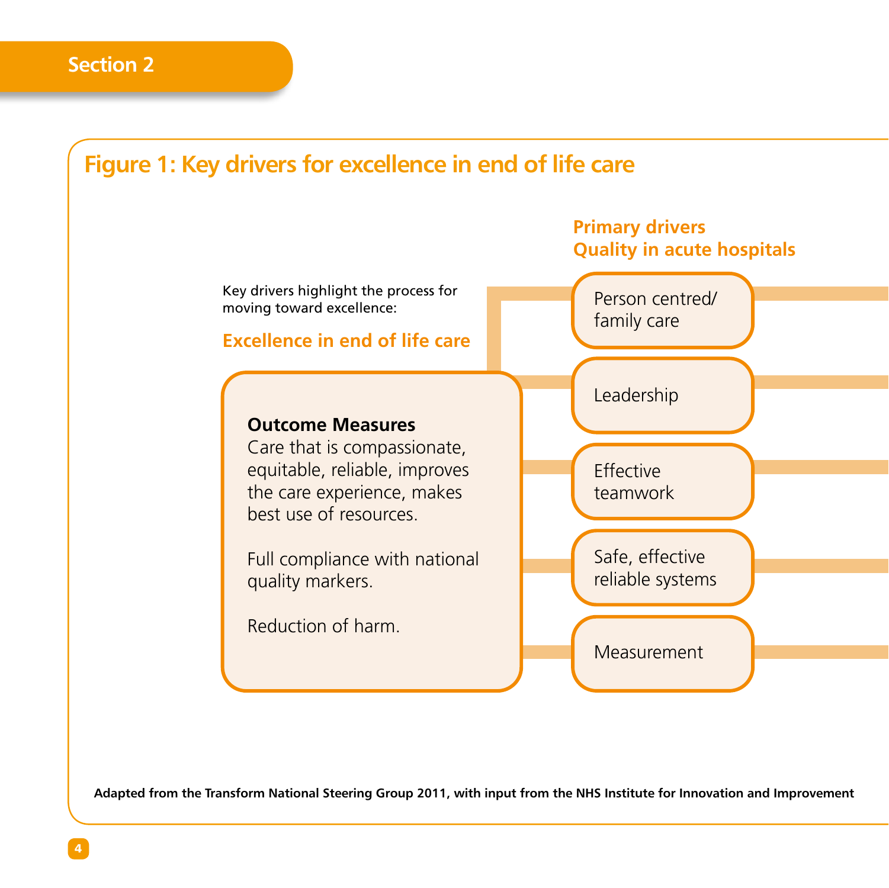## Figure 1: Key drivers for excellence in end of life care

Key drivers highlight the process for moving toward excellence:

**Excellence in end of life care**

**Outcome Measures**
Care that is compassionate, equitable, reliable, improves the care experience, makes best use of resources.

Full compliance with national quality markers.

Reduction of harm.

**Primary drivers**
**Quality in acute hospitals**

- Person centred/ family care
- Leadership
- Effective teamwork
- Safe, effective reliable systems
- Measurement

**Adapted from the Transform National Steering Group 2011, with input from the NHS Institute for Innovation and Improvement**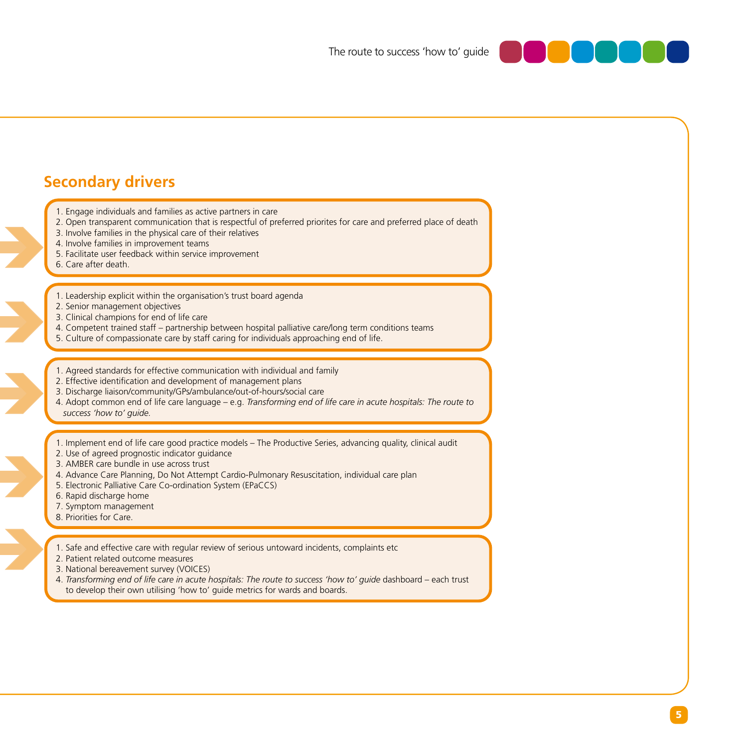## Secondary drivers

1. Engage individuals and families as active partners in care
2. Open transparent communication that is respectful of preferred priorites for care and preferred place of death
3. Involve families in the physical care of their relatives
4. Involve families in improvement teams
5. Facilitate user feedback within service improvement
6. Care after death.

---

1. Leadership explicit within the organisation's trust board agenda
2. Senior management objectives
3. Clinical champions for end of life care
4. Competent trained staff – partnership between hospital palliative care/long term conditions teams
5. Culture of compassionate care by staff caring for individuals approaching end of life.

---

1. Agreed standards for effective communication with individual and family
2. Effective identification and development of management plans
3. Discharge liaison/community/GPs/ambulance/out-of-hours/social care
4. Adopt common end of life care language – e.g. *Transforming end of life care in acute hospitals: The route to success 'how to' guide.*

---

1. Implement end of life care good practice models – The Productive Series, advancing quality, clinical audit
2. Use of agreed prognostic indicator guidance
3. AMBER care bundle in use across trust
4. Advance Care Planning, Do Not Attempt Cardio-Pulmonary Resuscitation, individual care plan
5. Electronic Palliative Care Co-ordination System (EPaCCS)
6. Rapid discharge home
7. Symptom management
8. Priorities for Care.

---

1. Safe and effective care with regular review of serious untoward incidents, complaints etc
2. Patient related outcome measures
3. National bereavement survey (VOICES)
4. *Transforming end of life care in acute hospitals: The route to success 'how to' guide* dashboard – each trust to develop their own utilising 'how to' guide metrics for wards and boards.